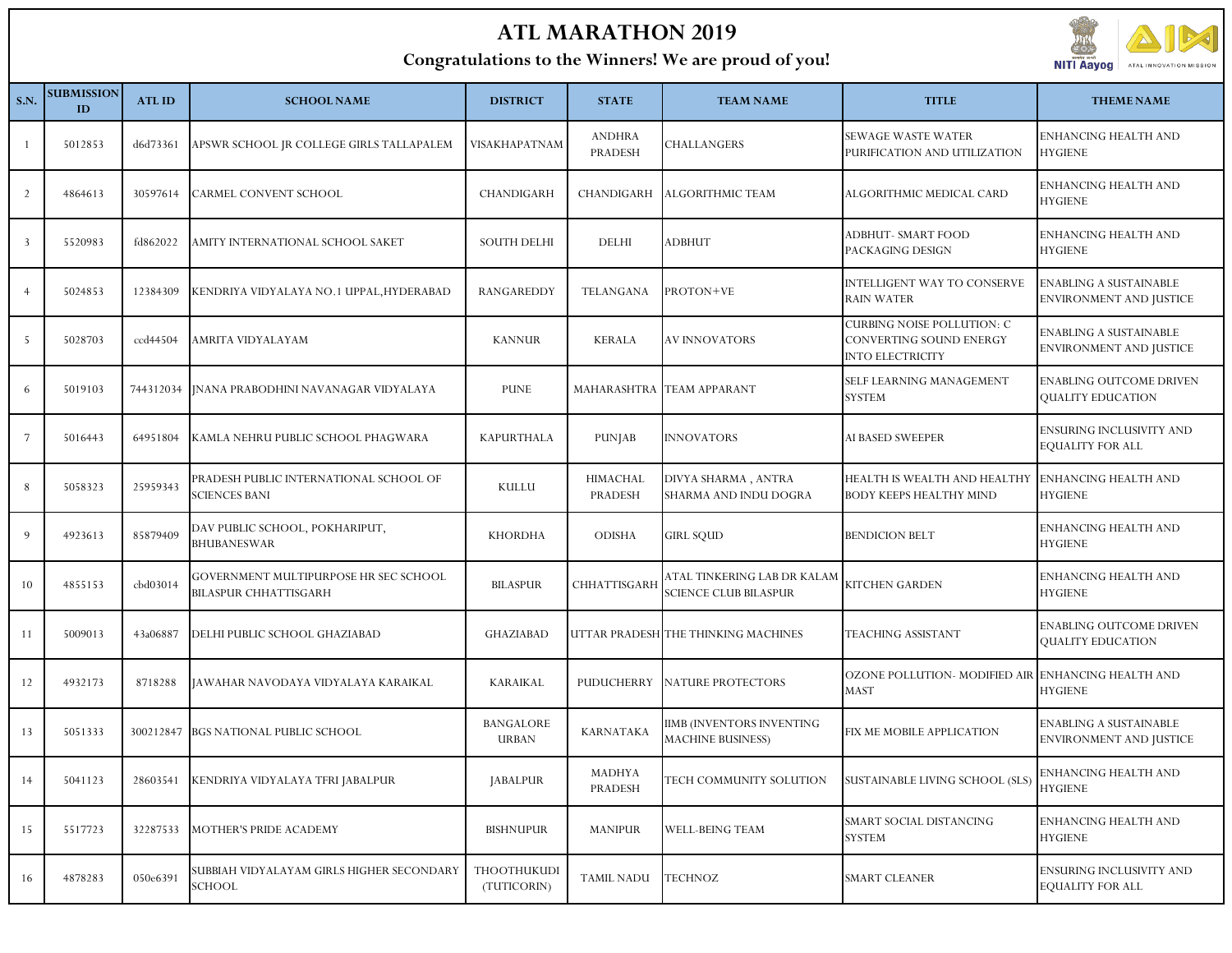# ATL MARATHON 2019

## Congratulations to the Winners! We are proud of you!

| S.N. | SUBMISSION ID | ATL ID | SCHOOL NAME | DISTRICT | STATE | TEAM NAME | TITLE | THEME NAME |
|---|---|---|---|---|---|---|---|---|
| 1 | 5012853 | d6d73361 | APSWR SCHOOL JR COLLEGE GIRLS TALLAPALEM | VISAKHAPATNAM | ANDHRA PRADESH | CHALLANGERS | SEWAGE WASTE WATER PURIFICATION AND UTILIZATION | ENHANCING HEALTH AND HYGIENE |
| 2 | 4864613 | 30597614 | CARMEL CONVENT SCHOOL | CHANDIGARH | CHANDIGARH | ALGORITHMIC TEAM | ALGORITHMIC MEDICAL CARD | ENHANCING HEALTH AND HYGIENE |
| 3 | 5520983 | fd862022 | AMITY INTERNATIONAL SCHOOL SAKET | SOUTH DELHI | DELHI | ADBHUT | ADBHUT- SMART FOOD PACKAGING DESIGN | ENHANCING HEALTH AND HYGIENE |
| 4 | 5024853 | 12384309 | KENDRIYA VIDYALAYA NO.1 UPPAL,HYDERABAD | RANGAREDDY | TELANGANA | PROTON+VE | INTELLIGENT WAY TO CONSERVE RAIN WATER | ENABLING A SUSTAINABLE ENVIRONMENT AND JUSTICE |
| 5 | 5028703 | ccd44504 | AMRITA VIDYALAYAM | KANNUR | KERALA | AV INNOVATORS | CURBING NOISE POLLUTION: C CONVERTING SOUND ENERGY INTO ELECTRICITY | ENABLING A SUSTAINABLE ENVIRONMENT AND JUSTICE |
| 6 | 5019103 | 744312034 | JNANA PRABODHINI NAVANAGAR VIDYALAYA | PUNE | MAHARASHTRA | TEAM APPARANT | SELF LEARNING MANAGEMENT SYSTEM | ENABLING OUTCOME DRIVEN QUALITY EDUCATION |
| 7 | 5016443 | 64951804 | KAMLA NEHRU PUBLIC SCHOOL PHAGWARA | KAPURTHALA | PUNJAB | INNOVATORS | AI BASED SWEEPER | ENSURING INCLUSIVITY AND EQUALITY FOR ALL |
| 8 | 5058323 | 25959343 | PRADESH PUBLIC INTERNATIONAL SCHOOL OF SCIENCES BANI | KULLU | HIMACHAL PRADESH | DIVYA SHARMA , ANTRA SHARMA AND INDU DOGRA | HEALTH IS WEALTH AND HEALTHY BODY KEEPS HEALTHY MIND | ENHANCING HEALTH AND HYGIENE |
| 9 | 4923613 | 85879409 | DAV PUBLIC SCHOOL, POKHARIPUT, BHUBANESWAR | KHORDHA | ODISHA | GIRL SQUD | BENDICION BELT | ENHANCING HEALTH AND HYGIENE |
| 10 | 4855153 | cbd03014 | GOVERNMENT MULTIPURPOSE HR SEC SCHOOL BILASPUR CHHATTISGARH | BILASPUR | CHHATTISGARH | ATAL TINKERING LAB DR KALAM SCIENCE CLUB BILASPUR | KITCHEN GARDEN | ENHANCING HEALTH AND HYGIENE |
| 11 | 5009013 | 43a06887 | DELHI PUBLIC SCHOOL GHAZIABAD | GHAZIABAD | UTTAR PRADESH | THE THINKING MACHINES | TEACHING ASSISTANT | ENABLING OUTCOME DRIVEN QUALITY EDUCATION |
| 12 | 4932173 | 8718288 | JAWAHAR NAVODAYA VIDYALAYA KARAIKAL | KARAIKAL | PUDUCHERRY | NATURE PROTECTORS | OZONE POLLUTION- MODIFIED AIR MAST | ENHANCING HEALTH AND HYGIENE |
| 13 | 5051333 | 300212847 | BGS NATIONAL PUBLIC SCHOOL | BANGALORE URBAN | KARNATAKA | IIMB (INVENTORS INVENTING MACHINE BUSINESS) | FIX ME MOBILE APPLICATION | ENABLING A SUSTAINABLE ENVIRONMENT AND JUSTICE |
| 14 | 5041123 | 28603541 | KENDRIYA VIDYALAYA TFRI JABALPUR | JABALPUR | MADHYA PRADESH | TECH COMMUNITY SOLUTION | SUSTAINABLE LIVING SCHOOL (SLS) | ENHANCING HEALTH AND HYGIENE |
| 15 | 5517723 | 32287533 | MOTHER'S PRIDE ACADEMY | BISHNUPUR | MANIPUR | WELL-BEING TEAM | SMART SOCIAL DISTANCING SYSTEM | ENHANCING HEALTH AND HYGIENE |
| 16 | 4878283 | 050e6391 | SUBBIAH VIDYALAYAM GIRLS HIGHER SECONDARY SCHOOL | THOOTHUKUDI (TUTICORIN) | TAMIL NADU | TECHNOZ | SMART CLEANER | ENSURING INCLUSIVITY AND EQUALITY FOR ALL |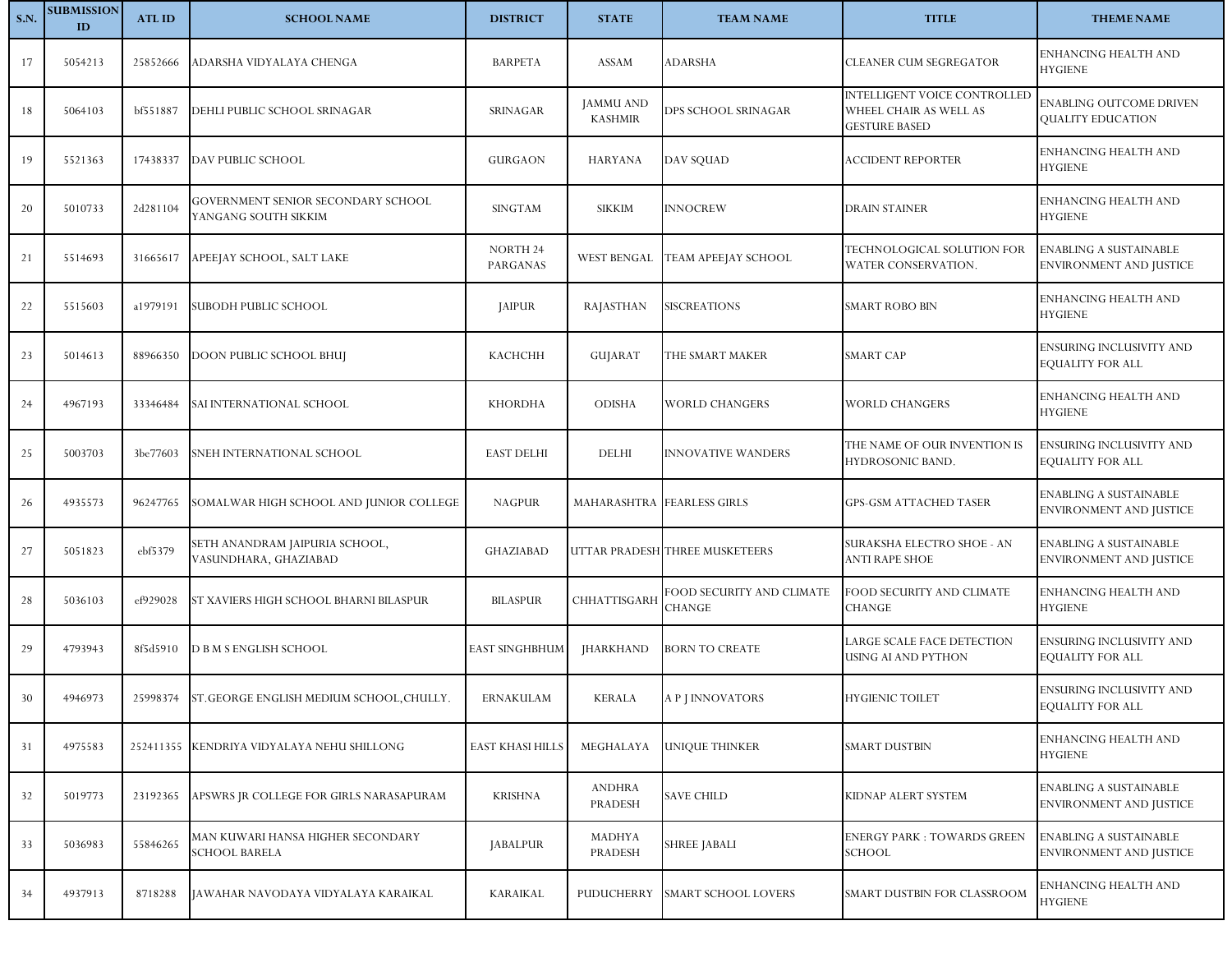| S.N. | SUBMISSION ID | ATL ID | SCHOOL NAME | DISTRICT | STATE | TEAM NAME | TITLE | THEME NAME |
|---|---|---|---|---|---|---|---|---|
| 17 | 5054213 | 25852666 | ADARSHA VIDYALAYA CHENGA | BARPETA | ASSAM | ADARSHA | CLEANER CUM SEGREGATOR | ENHANCING HEALTH AND HYGIENE |
| 18 | 5064103 | bf551887 | DEHLI PUBLIC SCHOOL SRINAGAR | SRINAGAR | JAMMU AND KASHMIR | DPS SCHOOL SRINAGAR | INTELLIGENT VOICE CONTROLLED WHEEL CHAIR AS WELL AS GESTURE BASED | ENABLING OUTCOME DRIVEN QUALITY EDUCATION |
| 19 | 5521363 | 17438337 | DAV PUBLIC SCHOOL | GURGAON | HARYANA | DAV SQUAD | ACCIDENT REPORTER | ENHANCING HEALTH AND HYGIENE |
| 20 | 5010733 | 2d281104 | GOVERNMENT SENIOR SECONDARY SCHOOL YANGANG SOUTH SIKKIM | SINGTAM | SIKKIM | INNOCREW | DRAIN STAINER | ENHANCING HEALTH AND HYGIENE |
| 21 | 5514693 | 31665617 | APEEJAY SCHOOL, SALT LAKE | NORTH 24 PARGANAS | WEST BENGAL | TEAM APEEJAY SCHOOL | TECHNOLOGICAL SOLUTION FOR WATER CONSERVATION. | ENABLING A SUSTAINABLE ENVIRONMENT AND JUSTICE |
| 22 | 5515603 | a1979191 | SUBODH PUBLIC SCHOOL | JAIPUR | RAJASTHAN | SISCREATIONS | SMART ROBO BIN | ENHANCING HEALTH AND HYGIENE |
| 23 | 5014613 | 88966350 | DOON PUBLIC SCHOOL BHUJ | KACHCHH | GUJARAT | THE SMART MAKER | SMART CAP | ENSURING INCLUSIVITY AND EQUALITY FOR ALL |
| 24 | 4967193 | 33346484 | SAI INTERNATIONAL SCHOOL | KHORDHA | ODISHA | WORLD CHANGERS | WORLD CHANGERS | ENHANCING HEALTH AND HYGIENE |
| 25 | 5003703 | 3be77603 | SNEH INTERNATIONAL SCHOOL | EAST DELHI | DELHI | INNOVATIVE WANDERS | THE NAME OF OUR INVENTION IS HYDROSONIC BAND. | ENSURING INCLUSIVITY AND EQUALITY FOR ALL |
| 26 | 4935573 | 96247765 | SOMALWAR HIGH SCHOOL AND JUNIOR COLLEGE | NAGPUR | MAHARASHTRA | FEARLESS GIRLS | GPS-GSM ATTACHED TASER | ENABLING A SUSTAINABLE ENVIRONMENT AND JUSTICE |
| 27 | 5051823 | ebf5379 | SETH ANANDRAM JAIPURIA SCHOOL, VASUNDHARA, GHAZIABAD | GHAZIABAD | UTTAR PRADESH | THREE MUSKETEERS | SURAKSHA ELECTRO SHOE - AN ANTI RAPE SHOE | ENABLING A SUSTAINABLE ENVIRONMENT AND JUSTICE |
| 28 | 5036103 | ef929028 | ST XAVIERS HIGH SCHOOL BHARNI BILASPUR | BILASPUR | CHHATTISGARH | FOOD SECURITY AND CLIMATE CHANGE | FOOD SECURITY AND CLIMATE CHANGE | ENHANCING HEALTH AND HYGIENE |
| 29 | 4793943 | 8f5d5910 | D B M S ENGLISH SCHOOL | EAST SINGHBHUM | JHARKHAND | BORN TO CREATE | LARGE SCALE FACE DETECTION USING AI AND PYTHON | ENSURING INCLUSIVITY AND EQUALITY FOR ALL |
| 30 | 4946973 | 25998374 | ST.GEORGE ENGLISH MEDIUM SCHOOL,CHULLY. | ERNAKULAM | KERALA | A P J INNOVATORS | HYGIENIC TOILET | ENSURING INCLUSIVITY AND EQUALITY FOR ALL |
| 31 | 4975583 | 252411355 | KENDRIYA VIDYALAYA NEHU SHILLONG | EAST KHASI HILLS | MEGHALAYA | UNIQUE THINKER | SMART DUSTBIN | ENHANCING HEALTH AND HYGIENE |
| 32 | 5019773 | 23192365 | APSWRS JR COLLEGE FOR GIRLS NARASAPURAM | KRISHNA | ANDHRA PRADESH | SAVE CHILD | KIDNAP ALERT SYSTEM | ENABLING A SUSTAINABLE ENVIRONMENT AND JUSTICE |
| 33 | 5036983 | 55846265 | MAN KUWARI HANSA HIGHER SECONDARY SCHOOL BARELA | JABALPUR | MADHYA PRADESH | SHREE JABALI | ENERGY PARK : TOWARDS GREEN SCHOOL | ENABLING A SUSTAINABLE ENVIRONMENT AND JUSTICE |
| 34 | 4937913 | 8718288 | JAWAHAR NAVODAYA VIDYALAYA KARAIKAL | KARAIKAL | PUDUCHERRY | SMART SCHOOL LOVERS | SMART DUSTBIN FOR CLASSROOM | ENHANCING HEALTH AND HYGIENE |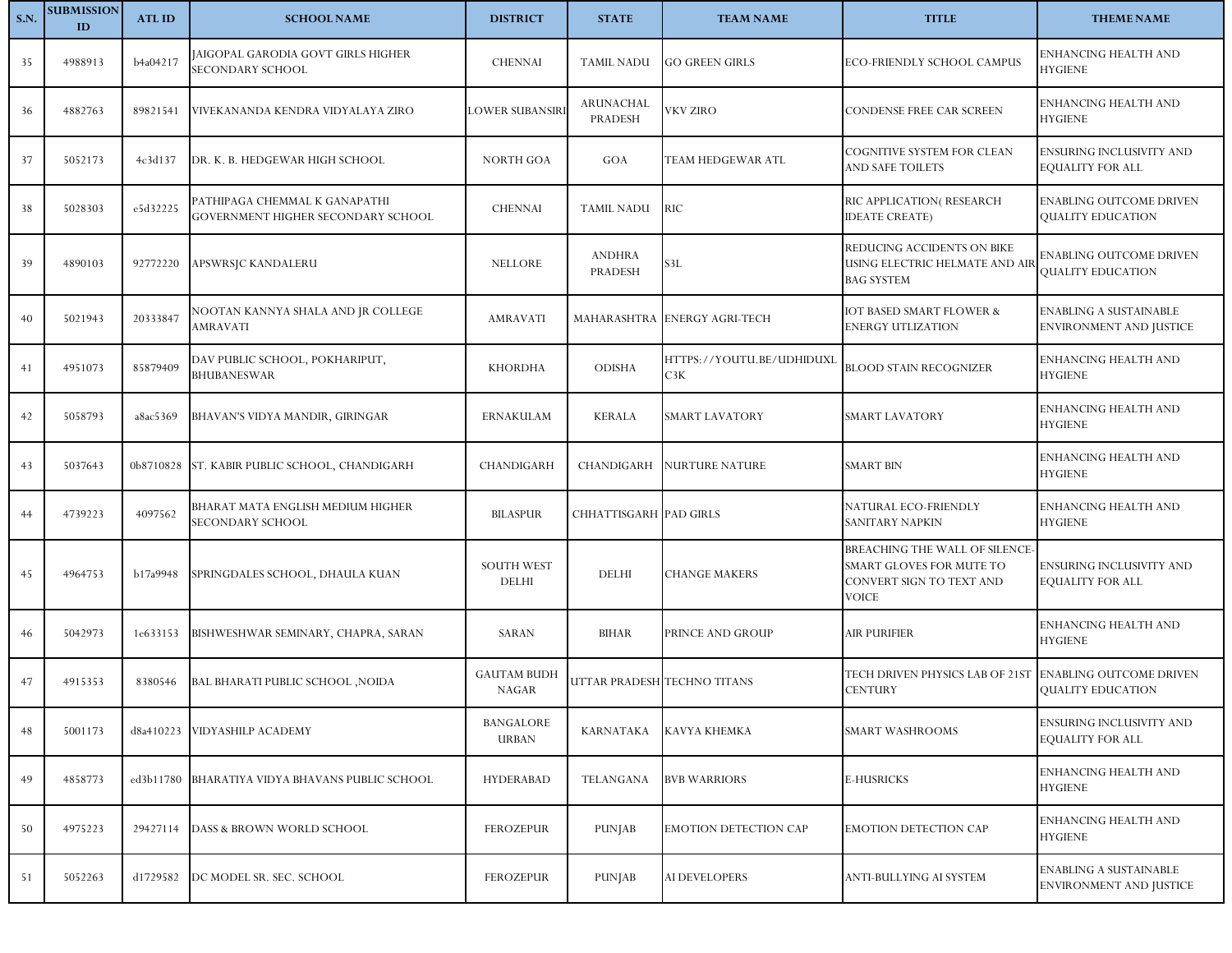| S.N. | SUBMISSION ID | ATL ID | SCHOOL NAME | DISTRICT | STATE | TEAM NAME | TITLE | THEME NAME |
|---|---|---|---|---|---|---|---|---|
| 35 | 4988913 | b4a04217 | JAIGOPAL GARODIA GOVT GIRLS HIGHER SECONDARY SCHOOL | CHENNAI | TAMIL NADU | GO GREEN GIRLS | ECO-FRIENDLY SCHOOL CAMPUS | ENHANCING HEALTH AND HYGIENE |
| 36 | 4882763 | 89821541 | VIVEKANANDA KENDRA VIDYALAYA ZIRO | LOWER SUBANSIRI | ARUNACHAL PRADESH | VKV ZIRO | CONDENSE FREE CAR SCREEN | ENHANCING HEALTH AND HYGIENE |
| 37 | 5052173 | 4c3d137 | DR. K. B. HEDGEWAR HIGH SCHOOL | NORTH GOA | GOA | TEAM HEDGEWAR ATL | COGNITIVE SYSTEM FOR CLEAN AND SAFE TOILETS | ENSURING INCLUSIVITY AND EQUALITY FOR ALL |
| 38 | 5028303 | e5d32225 | PATHIPAGA CHEMMAL K GANAPATHI GOVERNMENT HIGHER SECONDARY SCHOOL | CHENNAI | TAMIL NADU | RIC | RIC APPLICATION( RESEARCH IDEATE CREATE) | ENABLING OUTCOME DRIVEN QUALITY EDUCATION |
| 39 | 4890103 | 92772220 | APSWRSJC KANDALERU | NELLORE | ANDHRA PRADESH | S3L | REDUCING ACCIDENTS ON BIKE USING ELECTRIC HELMATE AND AIR BAG SYSTEM | ENABLING OUTCOME DRIVEN QUALITY EDUCATION |
| 40 | 5021943 | 20333847 | NOOTAN KANNYA SHALA AND JR COLLEGE AMRAVATI | AMRAVATI | MAHARASHTRA | ENERGY AGRI-TECH | IOT BASED SMART FLOWER & ENERGY UTLIZATION | ENABLING A SUSTAINABLE ENVIRONMENT AND JUSTICE |
| 41 | 4951073 | 85879409 | DAV PUBLIC SCHOOL, POKHARIPUT, BHUBANESWAR | KHORDHA | ODISHA | HTTPS://YOUTU.BE/UDHIDUXLC3K | BLOOD STAIN RECOGNIZER | ENHANCING HEALTH AND HYGIENE |
| 42 | 5058793 | a8ac5369 | BHAVAN'S VIDYA MANDIR, GIRINGAR | ERNAKULAM | KERALA | SMART LAVATORY | SMART LAVATORY | ENHANCING HEALTH AND HYGIENE |
| 43 | 5037643 | 0b8710828 | ST. KABIR PUBLIC SCHOOL, CHANDIGARH | CHANDIGARH | CHANDIGARH | NURTURE NATURE | SMART BIN | ENHANCING HEALTH AND HYGIENE |
| 44 | 4739223 | 4097562 | BHARAT MATA ENGLISH MEDIUM HIGHER SECONDARY SCHOOL | BILASPUR | CHHATTISGARH | PAD GIRLS | NATURAL ECO-FRIENDLY SANITARY NAPKIN | ENHANCING HEALTH AND HYGIENE |
| 45 | 4964753 | b17a9948 | SPRINGDALES SCHOOL, DHAULA KUAN | SOUTH WEST DELHI | DELHI | CHANGE MAKERS | BREACHING THE WALL OF SILENCE- SMART GLOVES FOR MUTE TO CONVERT SIGN TO TEXT AND VOICE | ENSURING INCLUSIVITY AND EQUALITY FOR ALL |
| 46 | 5042973 | 1e633153 | BISHWESHWAR SEMINARY, CHAPRA, SARAN | SARAN | BIHAR | PRINCE AND GROUP | AIR PURIFIER | ENHANCING HEALTH AND HYGIENE |
| 47 | 4915353 | 8380546 | BAL BHARATI PUBLIC SCHOOL ,NOIDA | GAUTAM BUDH NAGAR | UTTAR PRADESH | TECHNO TITANS | TECH DRIVEN PHYSICS LAB OF 21ST CENTURY | ENABLING OUTCOME DRIVEN QUALITY EDUCATION |
| 48 | 5001173 | d8a410223 | VIDYASHILP ACADEMY | BANGALORE URBAN | KARNATAKA | KAVYA KHEMKA | SMART WASHROOMS | ENSURING INCLUSIVITY AND EQUALITY FOR ALL |
| 49 | 4858773 | ed3b11780 | BHARATIYA VIDYA BHAVANS PUBLIC SCHOOL | HYDERABAD | TELANGANA | BVB WARRIORS | E-HUSRICKS | ENHANCING HEALTH AND HYGIENE |
| 50 | 4975223 | 29427114 | DASS & BROWN WORLD SCHOOL | FEROZEPUR | PUNJAB | EMOTION DETECTION CAP | EMOTION DETECTION CAP | ENHANCING HEALTH AND HYGIENE |
| 51 | 5052263 | d1729582 | DC MODEL SR. SEC. SCHOOL | FEROZEPUR | PUNJAB | AI DEVELOPERS | ANTI-BULLYING AI SYSTEM | ENABLING A SUSTAINABLE ENVIRONMENT AND JUSTICE |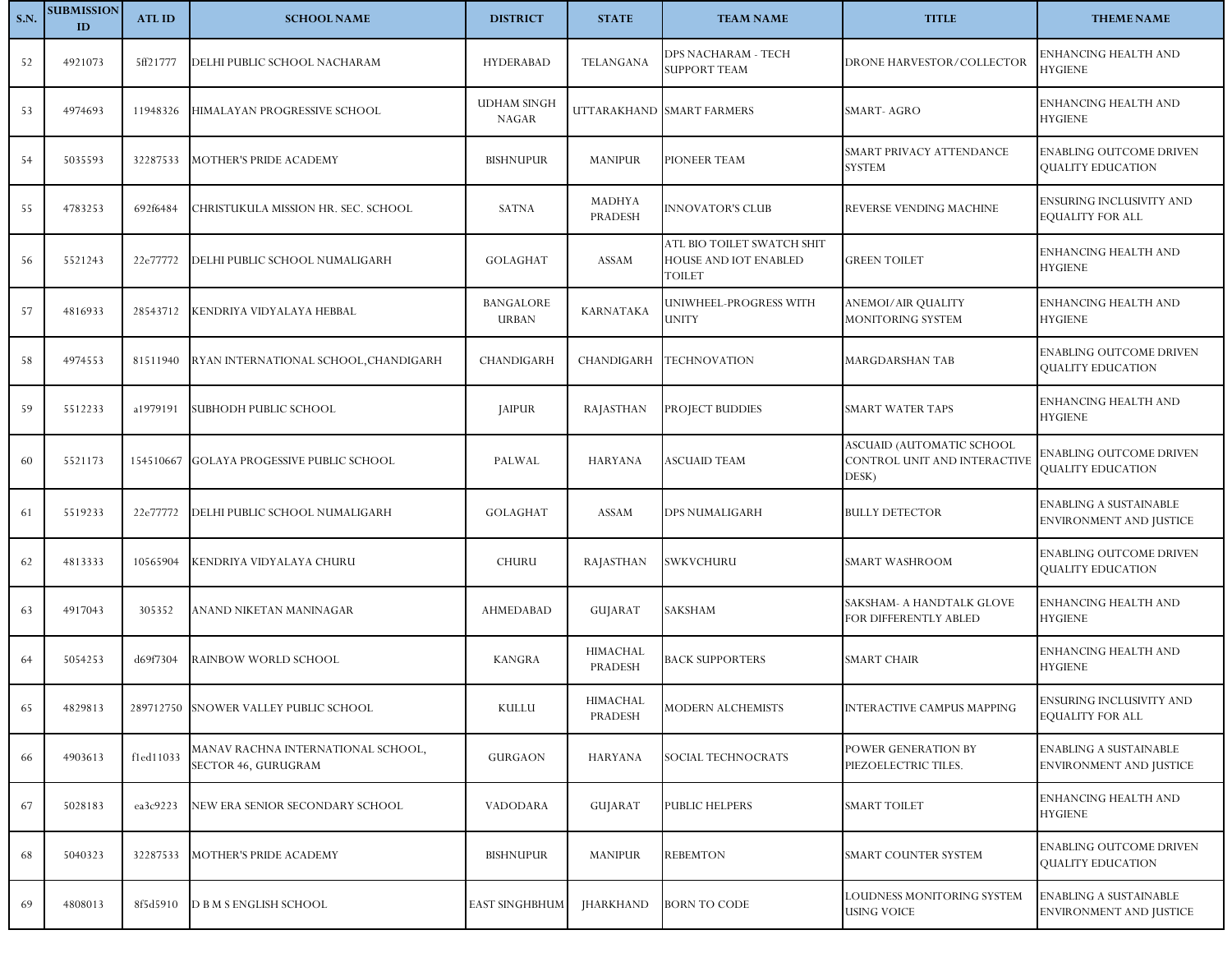| S.N. | SUBMISSION ID | ATL ID | SCHOOL NAME | DISTRICT | STATE | TEAM NAME | TITLE | THEME NAME |
|---|---|---|---|---|---|---|---|---|
| 52 | 4921073 | 5ff21777 | DELHI PUBLIC SCHOOL NACHARAM | HYDERABAD | TELANGANA | DPS NACHARAM - TECH SUPPORT TEAM | DRONE HARVESTOR/COLLECTOR | ENHANCING HEALTH AND HYGIENE |
| 53 | 4974693 | 11948326 | HIMALAYAN PROGRESSIVE SCHOOL | UDHAM SINGH NAGAR | UTTARAKHAND | SMART FARMERS | SMART- AGRO | ENHANCING HEALTH AND HYGIENE |
| 54 | 5035593 | 32287533 | MOTHER'S PRIDE ACADEMY | BISHNUPUR | MANIPUR | PIONEER TEAM | SMART PRIVACY ATTENDANCE SYSTEM | ENABLING OUTCOME DRIVEN QUALITY EDUCATION |
| 55 | 4783253 | 692f6484 | CHRISTUKULA MISSION HR. SEC. SCHOOL | SATNA | MADHYA PRADESH | INNOVATOR'S CLUB | REVERSE VENDING MACHINE | ENSURING INCLUSIVITY AND EQUALITY FOR ALL |
| 56 | 5521243 | 22e77772 | DELHI PUBLIC SCHOOL NUMALIGARH | GOLAGHAT | ASSAM | ATL BIO TOILET SWATCH SHIT HOUSE AND IOT ENABLED TOILET | GREEN TOILET | ENHANCING HEALTH AND HYGIENE |
| 57 | 4816933 | 28543712 | KENDRIYA VIDYALAYA HEBBAL | BANGALORE URBAN | KARNATAKA | UNIWHEEL-PROGRESS WITH UNITY | ANEMOI/AIR QUALITY MONITORING SYSTEM | ENHANCING HEALTH AND HYGIENE |
| 58 | 4974553 | 81511940 | RYAN INTERNATIONAL SCHOOL,CHANDIGARH | CHANDIGARH | CHANDIGARH | TECHNOVATION | MARGDARSHAN TAB | ENABLING OUTCOME DRIVEN QUALITY EDUCATION |
| 59 | 5512233 | a1979191 | SUBHODH PUBLIC SCHOOL | JAIPUR | RAJASTHAN | PROJECT BUDDIES | SMART WATER TAPS | ENHANCING HEALTH AND HYGIENE |
| 60 | 5521173 | 154510667 | GOLAYA PROGESSIVE PUBLIC SCHOOL | PALWAL | HARYANA | ASCUAID TEAM | ASCUAID (AUTOMATIC SCHOOL CONTROL UNIT AND INTERACTIVE DESK) | ENABLING OUTCOME DRIVEN QUALITY EDUCATION |
| 61 | 5519233 | 22e77772 | DELHI PUBLIC SCHOOL NUMALIGARH | GOLAGHAT | ASSAM | DPS NUMALIGARH | BULLY DETECTOR | ENABLING A SUSTAINABLE ENVIRONMENT AND JUSTICE |
| 62 | 4813333 | 10565904 | KENDRIYA VIDYALAYA CHURU | CHURU | RAJASTHAN | SWKVCHURU | SMART WASHROOM | ENABLING OUTCOME DRIVEN QUALITY EDUCATION |
| 63 | 4917043 | 305352 | ANAND NIKETAN MANINAGAR | AHMEDABAD | GUJARAT | SAKSHAM | SAKSHAM- A HANDTALK GLOVE FOR DIFFERENTLY ABLED | ENHANCING HEALTH AND HYGIENE |
| 64 | 5054253 | d69f7304 | RAINBOW WORLD SCHOOL | KANGRA | HIMACHAL PRADESH | BACK SUPPORTERS | SMART CHAIR | ENHANCING HEALTH AND HYGIENE |
| 65 | 4829813 | 289712750 | SNOWER VALLEY PUBLIC SCHOOL | KULLU | HIMACHAL PRADESH | MODERN ALCHEMISTS | INTERACTIVE CAMPUS MAPPING | ENSURING INCLUSIVITY AND EQUALITY FOR ALL |
| 66 | 4903613 | f1ed11033 | MANAV RACHNA INTERNATIONAL SCHOOL, SECTOR 46, GURUGRAM | GURGAON | HARYANA | SOCIAL TECHNOCRATS | POWER GENERATION BY PIEZOELECTRIC TILES. | ENABLING A SUSTAINABLE ENVIRONMENT AND JUSTICE |
| 67 | 5028183 | ea3c9223 | NEW ERA SENIOR SECONDARY SCHOOL | VADODARA | GUJARAT | PUBLIC HELPERS | SMART TOILET | ENHANCING HEALTH AND HYGIENE |
| 68 | 5040323 | 32287533 | MOTHER'S PRIDE ACADEMY | BISHNUPUR | MANIPUR | REBEMTON | SMART COUNTER SYSTEM | ENABLING OUTCOME DRIVEN QUALITY EDUCATION |
| 69 | 4808013 | 8f5d5910 | D B M S ENGLISH SCHOOL | EAST SINGHBHUM | JHARKHAND | BORN TO CODE | LOUDNESS MONITORING SYSTEM USING VOICE | ENABLING A SUSTAINABLE ENVIRONMENT AND JUSTICE |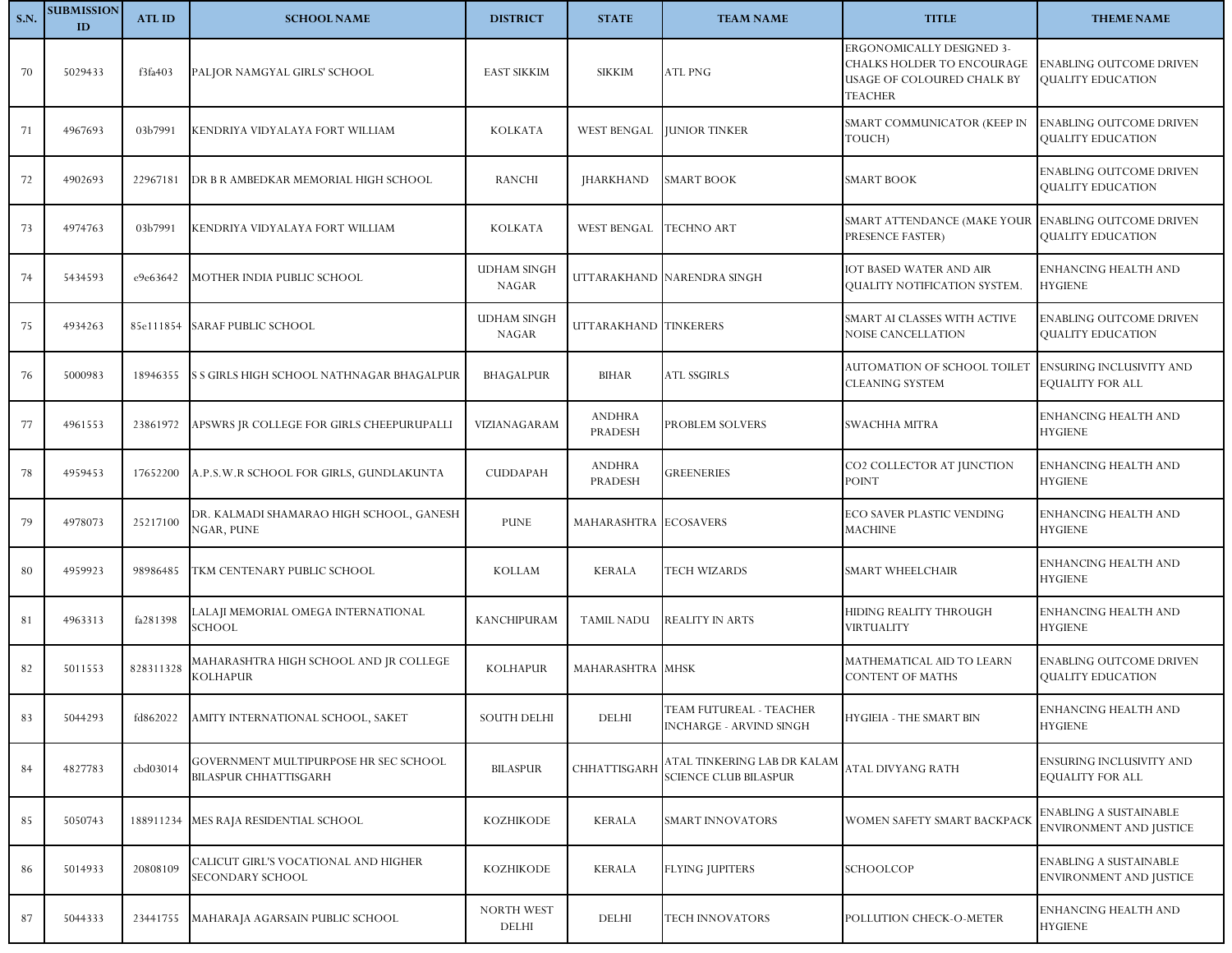| S.N. | SUBMISSION ID | ATL ID | SCHOOL NAME | DISTRICT | STATE | TEAM NAME | TITLE | THEME NAME |
|---|---|---|---|---|---|---|---|---|
| 70 | 5029433 | f3fa403 | PALJOR NAMGYAL GIRLS' SCHOOL | EAST SIKKIM | SIKKIM | ATL PNG | ERGONOMICALLY DESIGNED 3-CHALKS HOLDER TO ENCOURAGE USAGE OF COLOURED CHALK BY TEACHER | ENABLING OUTCOME DRIVEN QUALITY EDUCATION |
| 71 | 4967693 | 03b7991 | KENDRIYA VIDYALAYA FORT WILLIAM | KOLKATA | WEST BENGAL | JUNIOR TINKER | SMART COMMUNICATOR (KEEP IN TOUCH) | ENABLING OUTCOME DRIVEN QUALITY EDUCATION |
| 72 | 4902693 | 22967181 | DR B R AMBEDKAR MEMORIAL HIGH SCHOOL | RANCHI | JHARKHAND | SMART BOOK | SMART BOOK | ENABLING OUTCOME DRIVEN QUALITY EDUCATION |
| 73 | 4974763 | 03b7991 | KENDRIYA VIDYALAYA FORT WILLIAM | KOLKATA | WEST BENGAL | TECHNO ART | SMART ATTENDANCE (MAKE YOUR PRESENCE FASTER) | ENABLING OUTCOME DRIVEN QUALITY EDUCATION |
| 74 | 5434593 | e9e63642 | MOTHER INDIA PUBLIC SCHOOL | UDHAM SINGH NAGAR | UTTARAKHAND | NARENDRA SINGH | IOT BASED WATER AND AIR QUALITY NOTIFICATION SYSTEM. | ENHANCING HEALTH AND HYGIENE |
| 75 | 4934263 | 85e111854 | SARAF PUBLIC SCHOOL | UDHAM SINGH NAGAR | UTTARAKHAND | TINKERERS | SMART AI CLASSES WITH ACTIVE NOISE CANCELLATION | ENABLING OUTCOME DRIVEN QUALITY EDUCATION |
| 76 | 5000983 | 18946355 | S S GIRLS HIGH SCHOOL NATHNAGAR BHAGALPUR | BHAGALPUR | BIHAR | ATL SSGIRLS | AUTOMATION OF SCHOOL TOILET CLEANING SYSTEM | ENSURING INCLUSIVITY AND EQUALITY FOR ALL |
| 77 | 4961553 | 23861972 | APSWRS JR COLLEGE FOR GIRLS CHEEPURUPALLI | VIZIANAGARAM | ANDHRA PRADESH | PROBLEM SOLVERS | SWACHHA MITRA | ENHANCING HEALTH AND HYGIENE |
| 78 | 4959453 | 17652200 | A.P.S.W.R SCHOOL FOR GIRLS, GUNDLAKUNTA | CUDDAPAH | ANDHRA PRADESH | GREENERIES | CO2 COLLECTOR AT JUNCTION POINT | ENHANCING HEALTH AND HYGIENE |
| 79 | 4978073 | 25217100 | DR. KALMADI SHAMARAO HIGH SCHOOL, GANESH NGAR, PUNE | PUNE | MAHARASHTRA | ECOSAVERS | ECO SAVER PLASTIC VENDING MACHINE | ENHANCING HEALTH AND HYGIENE |
| 80 | 4959923 | 98986485 | TKM CENTENARY PUBLIC SCHOOL | KOLLAM | KERALA | TECH WIZARDS | SMART WHEELCHAIR | ENHANCING HEALTH AND HYGIENE |
| 81 | 4963313 | fa281398 | LALAJI MEMORIAL OMEGA INTERNATIONAL SCHOOL | KANCHIPURAM | TAMIL NADU | REALITY IN ARTS | HIDING REALITY THROUGH VIRTUALITY | ENHANCING HEALTH AND HYGIENE |
| 82 | 5011553 | 828311328 | MAHARASHTRA HIGH SCHOOL AND JR COLLEGE KOLHAPUR | KOLHAPUR | MAHARASHTRA | MHSK | MATHEMATICAL AID TO LEARN CONTENT OF MATHS | ENABLING OUTCOME DRIVEN QUALITY EDUCATION |
| 83 | 5044293 | fd862022 | AMITY INTERNATIONAL SCHOOL, SAKET | SOUTH DELHI | DELHI | TEAM FUTUREAL - TEACHER INCHARGE - ARVIND SINGH | HYGIEIA - THE SMART BIN | ENHANCING HEALTH AND HYGIENE |
| 84 | 4827783 | cbd03014 | GOVERNMENT MULTIPURPOSE HR SEC SCHOOL BILASPUR CHHATTISGARH | BILASPUR | CHHATTISGARH | ATAL TINKERING LAB DR KALAM SCIENCE CLUB BILASPUR | ATAL DIVYANG RATH | ENSURING INCLUSIVITY AND EQUALITY FOR ALL |
| 85 | 5050743 | 188911234 | MES RAJA RESIDENTIAL SCHOOL | KOZHIKODE | KERALA | SMART INNOVATORS | WOMEN SAFETY SMART BACKPACK | ENABLING A SUSTAINABLE ENVIRONMENT AND JUSTICE |
| 86 | 5014933 | 20808109 | CALICUT GIRL'S VOCATIONAL AND HIGHER SECONDARY SCHOOL | KOZHIKODE | KERALA | FLYING JUPITERS | SCHOOLCOP | ENABLING A SUSTAINABLE ENVIRONMENT AND JUSTICE |
| 87 | 5044333 | 23441755 | MAHARAJA AGARSAIN PUBLIC SCHOOL | NORTH WEST DELHI | DELHI | TECH INNOVATORS | POLLUTION CHECK-O-METER | ENHANCING HEALTH AND HYGIENE |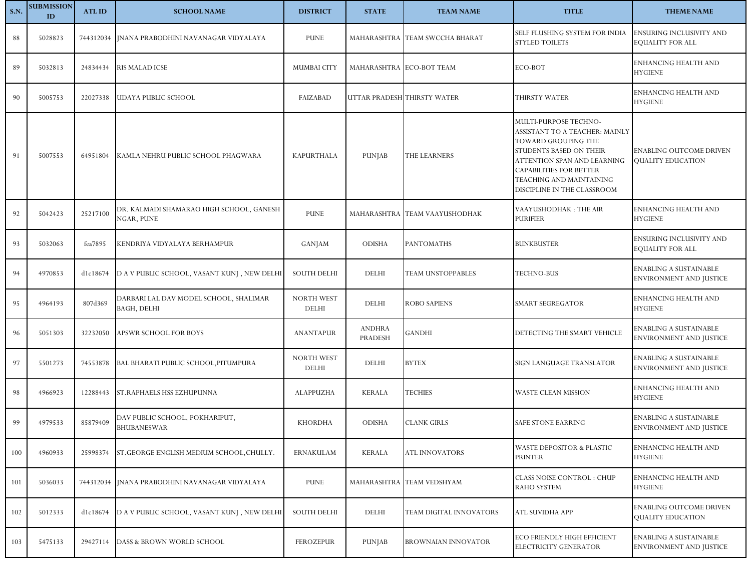| S.N. | SUBMISSION ID | ATL ID | SCHOOL NAME | DISTRICT | STATE | TEAM NAME | TITLE | THEME NAME |
|---|---|---|---|---|---|---|---|---|
| 88 | 5028823 | 744312034 | JNANA PRABODHINI NAVANAGAR VIDYALAYA | PUNE | MAHARASHTRA | TEAM SWCCHA BHARAT | SELF FLUSHING SYSTEM FOR INDIA STYLED TOILETS | ENSURING INCLUSIVITY AND EQUALITY FOR ALL |
| 89 | 5032813 | 24834434 | RIS MALAD ICSE | MUMBAI CITY | MAHARASHTRA | ECO-BOT TEAM | ECO-BOT | ENHANCING HEALTH AND HYGIENE |
| 90 | 5005753 | 22027338 | UDAYA PUBLIC SCHOOL | FAIZABAD | UTTAR PRADESH | THIRSTY WATER | THIRSTY WATER | ENHANCING HEALTH AND HYGIENE |
| 91 | 5007553 | 64951804 | KAMLA NEHRU PUBLIC SCHOOL PHAGWARA | KAPURTHALA | PUNJAB | THE LEARNERS | MULTI-PURPOSE TECHNO-ASSISTANT TO A TEACHER: MAINLY TOWARD GROUPING THE STUDENTS BASED ON THEIR ATTENTION SPAN AND LEARNING CAPABILITIES FOR BETTER TEACHING AND MAINTAINING DISCIPLINE IN THE CLASSROOM | ENABLING OUTCOME DRIVEN QUALITY EDUCATION |
| 92 | 5042423 | 25217100 | DR. KALMADI SHAMARAO HIGH SCHOOL, GANESH NGAR, PUNE | PUNE | MAHARASHTRA | TEAM VAAYUSHODHAK | VAAYUSHODHAK : THE AIR PURIFIER | ENHANCING HEALTH AND HYGIENE |
| 93 | 5032063 | fea7895 | KENDRIYA VIDYALAYA BERHAMPUR | GANJAM | ODISHA | PANTOMATHS | BUNKBUSTER | ENSURING INCLUSIVITY AND EQUALITY FOR ALL |
| 94 | 4970853 | d1c18674 | D A V PUBLIC SCHOOL, VASANT KUNJ , NEW DELHI | SOUTH DELHI | DELHI | TEAM UNSTOPPABLES | TECHNO-BUS | ENABLING A SUSTAINABLE ENVIRONMENT AND JUSTICE |
| 95 | 4964193 | 807d369 | DARBARI LAL DAV MODEL SCHOOL, SHALIMAR BAGH, DELHI | NORTH WEST DELHI | DELHI | ROBO SAPIENS | SMART SEGREGATOR | ENHANCING HEALTH AND HYGIENE |
| 96 | 5051303 | 32232050 | APSWR SCHOOL FOR BOYS | ANANTAPUR | ANDHRA PRADESH | GANDHI | DETECTING THE SMART VEHICLE | ENABLING A SUSTAINABLE ENVIRONMENT AND JUSTICE |
| 97 | 5501273 | 74553878 | BAL BHARATI PUBLIC SCHOOL,PITUMPURA | NORTH WEST DELHI | DELHI | BYTEX | SIGN LANGUAGE TRANSLATOR | ENABLING A SUSTAINABLE ENVIRONMENT AND JUSTICE |
| 98 | 4966923 | 12288443 | ST.RAPHAELS HSS EZHUPUNNA | ALAPPUZHA | KERALA | TECHIES | WASTE CLEAN MISSION | ENHANCING HEALTH AND HYGIENE |
| 99 | 4979533 | 85879409 | DAV PUBLIC SCHOOL, POKHARIPUT, BHUBANESWAR | KHORDHA | ODISHA | CLANK GIRLS | SAFE STONE EARRING | ENABLING A SUSTAINABLE ENVIRONMENT AND JUSTICE |
| 100 | 4960933 | 25998374 | ST.GEORGE ENGLISH MEDIUM SCHOOL,CHULLY. | ERNAKULAM | KERALA | ATL INNOVATORS | WASTE DEPOSITOR & PLASTIC PRINTER | ENHANCING HEALTH AND HYGIENE |
| 101 | 5036033 | 744312034 | JNANA PRABODHINI NAVANAGAR VIDYALAYA | PUNE | MAHARASHTRA | TEAM VEDSHYAM | CLASS NOISE CONTROL : CHUP RAHO SYSTEM | ENHANCING HEALTH AND HYGIENE |
| 102 | 5012333 | d1c18674 | D A V PUBLIC SCHOOL, VASANT KUNJ , NEW DELHI | SOUTH DELHI | DELHI | TEAM DIGITAL INNOVATORS | ATL SUVIDHA APP | ENABLING OUTCOME DRIVEN QUALITY EDUCATION |
| 103 | 5475133 | 29427114 | DASS & BROWN WORLD SCHOOL | FEROZEPUR | PUNJAB | BROWNAIAN INNOVATOR | ECO FRIENDLY HIGH EFFICIENT ELECTRICITY GENERATOR | ENABLING A SUSTAINABLE ENVIRONMENT AND JUSTICE |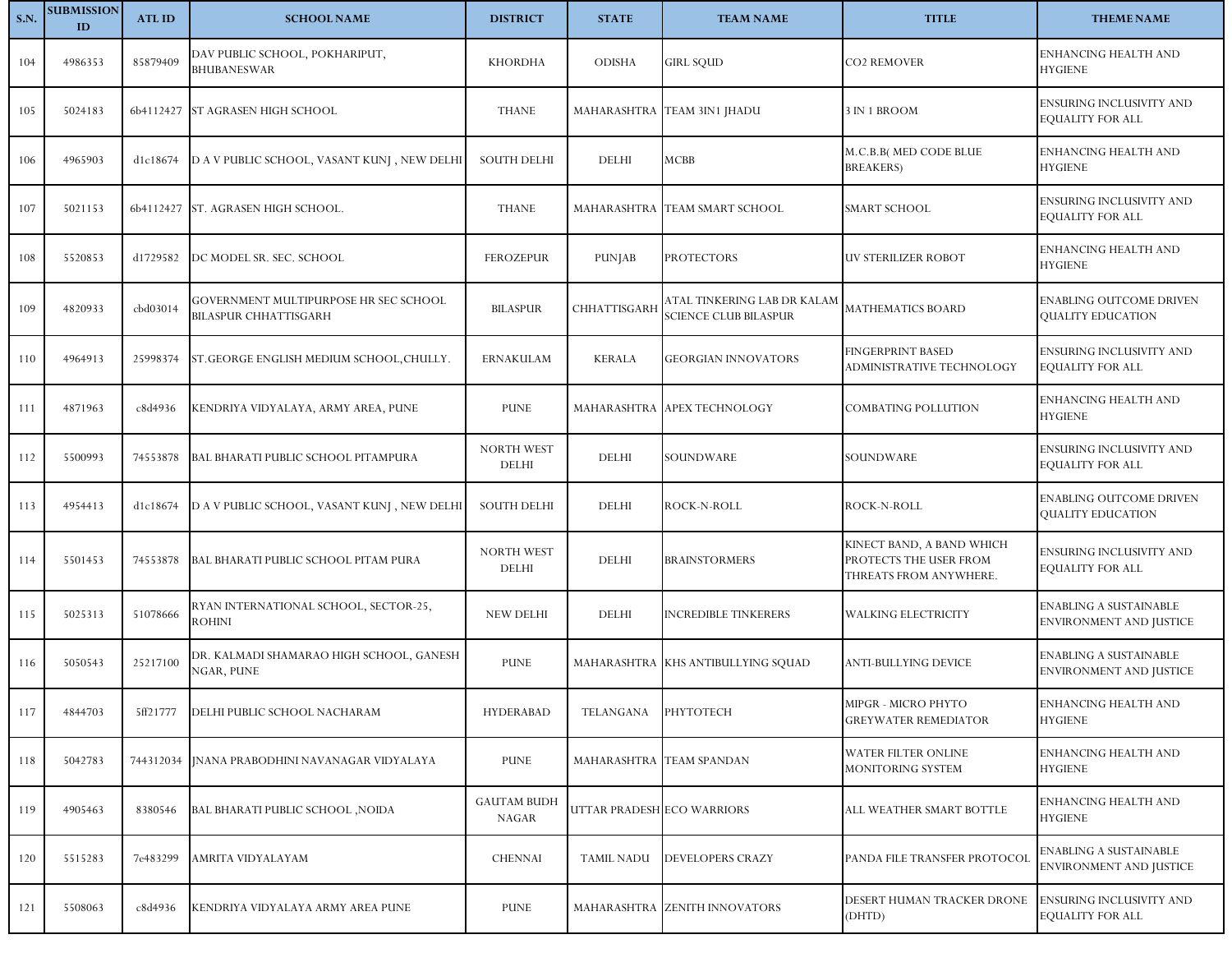| S.N. | SUBMISSION ID | ATL ID | SCHOOL NAME | DISTRICT | STATE | TEAM NAME | TITLE | THEME NAME |
|---|---|---|---|---|---|---|---|---|
| 104 | 4986353 | 85879409 | DAV PUBLIC SCHOOL, POKHARIPUT, BHUBANESWAR | KHORDHA | ODISHA | GIRL SQUD | CO2 REMOVER | ENHANCING HEALTH AND HYGIENE |
| 105 | 5024183 | 6b4112427 | ST AGRASEN HIGH SCHOOL | THANE | MAHARASHTRA | TEAM 3IN1 JHADU | 3 IN 1 BROOM | ENSURING INCLUSIVITY AND EQUALITY FOR ALL |
| 106 | 4965903 | d1c18674 | D A V PUBLIC SCHOOL, VASANT KUNJ , NEW DELHI | SOUTH DELHI | DELHI | MCBB | M.C.B.B( MED CODE BLUE BREAKERS) | ENHANCING HEALTH AND HYGIENE |
| 107 | 5021153 | 6b4112427 | ST. AGRASEN HIGH SCHOOL. | THANE | MAHARASHTRA | TEAM SMART SCHOOL | SMART SCHOOL | ENSURING INCLUSIVITY AND EQUALITY FOR ALL |
| 108 | 5520853 | d1729582 | DC MODEL SR. SEC. SCHOOL | FEROZEPUR | PUNJAB | PROTECTORS | UV STERILIZER ROBOT | ENHANCING HEALTH AND HYGIENE |
| 109 | 4820933 | cbd03014 | GOVERNMENT MULTIPURPOSE HR SEC SCHOOL BILASPUR CHHATTISGARH | BILASPUR | CHHATTISGARH | ATAL TINKERING LAB DR KALAM SCIENCE CLUB BILASPUR | MATHEMATICS BOARD | ENABLING OUTCOME DRIVEN QUALITY EDUCATION |
| 110 | 4964913 | 25998374 | ST.GEORGE ENGLISH MEDIUM SCHOOL,CHULLY. | ERNAKULAM | KERALA | GEORGIAN INNOVATORS | FINGERPRINT BASED ADMINISTRATIVE TECHNOLOGY | ENSURING INCLUSIVITY AND EQUALITY FOR ALL |
| 111 | 4871963 | c8d4936 | KENDRIYA VIDYALAYA, ARMY AREA, PUNE | PUNE | MAHARASHTRA | APEX TECHNOLOGY | COMBATING POLLUTION | ENHANCING HEALTH AND HYGIENE |
| 112 | 5500993 | 74553878 | BAL BHARATI PUBLIC SCHOOL PITAMPURA | NORTH WEST DELHI | DELHI | SOUNDWARE | SOUNDWARE | ENSURING INCLUSIVITY AND EQUALITY FOR ALL |
| 113 | 4954413 | d1c18674 | D A V PUBLIC SCHOOL, VASANT KUNJ , NEW DELHI | SOUTH DELHI | DELHI | ROCK-N-ROLL | ROCK-N-ROLL | ENABLING OUTCOME DRIVEN QUALITY EDUCATION |
| 114 | 5501453 | 74553878 | BAL BHARATI PUBLIC SCHOOL PITAM PURA | NORTH WEST DELHI | DELHI | BRAINSTORMERS | KINECT BAND, A BAND WHICH PROTECTS THE USER FROM THREATS FROM ANYWHERE. | ENSURING INCLUSIVITY AND EQUALITY FOR ALL |
| 115 | 5025313 | 51078666 | RYAN INTERNATIONAL SCHOOL, SECTOR-25, ROHINI | NEW DELHI | DELHI | INCREDIBLE TINKERERS | WALKING ELECTRICITY | ENABLING A SUSTAINABLE ENVIRONMENT AND JUSTICE |
| 116 | 5050543 | 25217100 | DR. KALMADI SHAMARAO HIGH SCHOOL, GANESH NGAR, PUNE | PUNE | MAHARASHTRA | KHS ANTIBULLYING SQUAD | ANTI-BULLYING DEVICE | ENABLING A SUSTAINABLE ENVIRONMENT AND JUSTICE |
| 117 | 4844703 | 5ff21777 | DELHI PUBLIC SCHOOL NACHARAM | HYDERABAD | TELANGANA | PHYTOTECH | MIPGR - MICRO PHYTO GREYWATER REMEDIATOR | ENHANCING HEALTH AND HYGIENE |
| 118 | 5042783 | 744312034 | JNANA PRABODHINI NAVANAGAR VIDYALAYA | PUNE | MAHARASHTRA | TEAM SPANDAN | WATER FILTER ONLINE MONITORING SYSTEM | ENHANCING HEALTH AND HYGIENE |
| 119 | 4905463 | 8380546 | BAL BHARATI PUBLIC SCHOOL ,NOIDA | GAUTAM BUDH NAGAR | UTTAR PRADESH | ECO WARRIORS | ALL WEATHER SMART BOTTLE | ENHANCING HEALTH AND HYGIENE |
| 120 | 5515283 | 7e483299 | AMRITA VIDYALAYAM | CHENNAI | TAMIL NADU | DEVELOPERS CRAZY | PANDA FILE TRANSFER PROTOCOL | ENABLING A SUSTAINABLE ENVIRONMENT AND JUSTICE |
| 121 | 5508063 | c8d4936 | KENDRIYA VIDYALAYA ARMY AREA PUNE | PUNE | MAHARASHTRA | ZENITH INNOVATORS | DESERT HUMAN TRACKER DRONE (DHTD) | ENSURING INCLUSIVITY AND EQUALITY FOR ALL |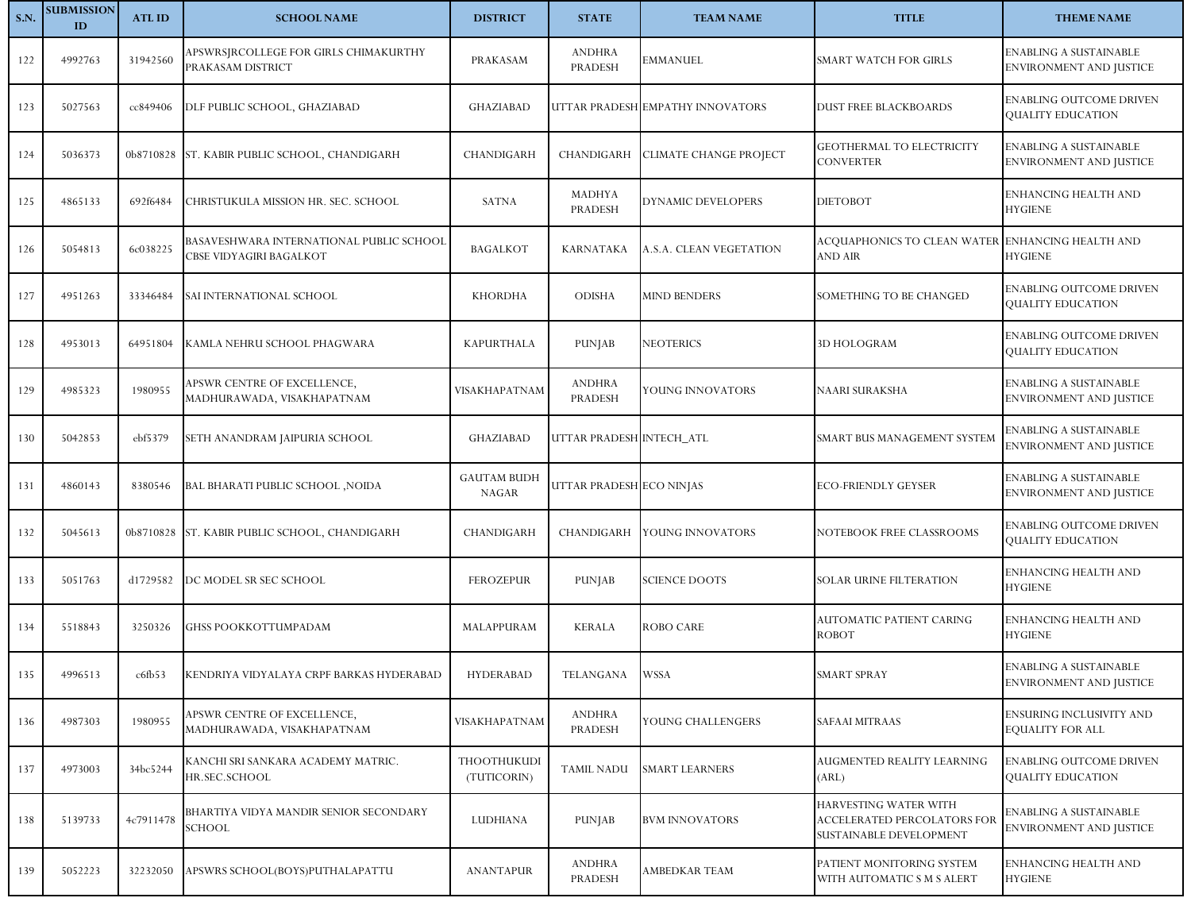| S.N. | SUBMISSION ID | ATL ID | SCHOOL NAME | DISTRICT | STATE | TEAM NAME | TITLE | THEME NAME |
|---|---|---|---|---|---|---|---|---|
| 122 | 4992763 | 31942560 | APSWRSJRCOLLEGE FOR GIRLS CHIMAKURTHY PRAKASAM DISTRICT | PRAKASAM | ANDHRA PRADESH | EMMANUEL | SMART WATCH FOR GIRLS | ENABLING A SUSTAINABLE ENVIRONMENT AND JUSTICE |
| 123 | 5027563 | cc849406 | DLF PUBLIC SCHOOL, GHAZIABAD | GHAZIABAD | UTTAR PRADESH | EMPATHY INNOVATORS | DUST FREE BLACKBOARDS | ENABLING OUTCOME DRIVEN QUALITY EDUCATION |
| 124 | 5036373 | 0b8710828 | ST. KABIR PUBLIC SCHOOL, CHANDIGARH | CHANDIGARH | CHANDIGARH | CLIMATE CHANGE PROJECT | GEOTHERMAL TO ELECTRICITY CONVERTER | ENABLING A SUSTAINABLE ENVIRONMENT AND JUSTICE |
| 125 | 4865133 | 692f6484 | CHRISTUKULA MISSION HR. SEC. SCHOOL | SATNA | MADHYA PRADESH | DYNAMIC DEVELOPERS | DIETOBOT | ENHANCING HEALTH AND HYGIENE |
| 126 | 5054813 | 6c038225 | BASAVESHWARA INTERNATIONAL PUBLIC SCHOOL CBSE VIDYAGIRI BAGALKOT | BAGALKOT | KARNATAKA | A.S.A. CLEAN VEGETATION | ACQUAPHONICS TO CLEAN WATER AND AIR | ENHANCING HEALTH AND HYGIENE |
| 127 | 4951263 | 33346484 | SAI INTERNATIONAL SCHOOL | KHORDHA | ODISHA | MIND BENDERS | SOMETHING TO BE CHANGED | ENABLING OUTCOME DRIVEN QUALITY EDUCATION |
| 128 | 4953013 | 64951804 | KAMLA NEHRU SCHOOL PHAGWARA | KAPURTHALA | PUNJAB | NEOTERICS | 3D HOLOGRAM | ENABLING OUTCOME DRIVEN QUALITY EDUCATION |
| 129 | 4985323 | 1980955 | APSWR CENTRE OF EXCELLENCE, MADHURAWADA, VISAKHAPATNAM | VISAKHAPATNAM | ANDHRA PRADESH | YOUNG INNOVATORS | NAARI SURAKSHA | ENABLING A SUSTAINABLE ENVIRONMENT AND JUSTICE |
| 130 | 5042853 | ebf5379 | SETH ANANDRAM JAIPURIA SCHOOL | GHAZIABAD | UTTAR PRADESH | INTECH_ATL | SMART BUS MANAGEMENT SYSTEM | ENABLING A SUSTAINABLE ENVIRONMENT AND JUSTICE |
| 131 | 4860143 | 8380546 | BAL BHARATI PUBLIC SCHOOL ,NOIDA | GAUTAM BUDH NAGAR | UTTAR PRADESH | ECO NINJAS | ECO-FRIENDLY GEYSER | ENABLING A SUSTAINABLE ENVIRONMENT AND JUSTICE |
| 132 | 5045613 | 0b8710828 | ST. KABIR PUBLIC SCHOOL, CHANDIGARH | CHANDIGARH | CHANDIGARH | YOUNG INNOVATORS | NOTEBOOK FREE CLASSROOMS | ENABLING OUTCOME DRIVEN QUALITY EDUCATION |
| 133 | 5051763 | d1729582 | DC MODEL SR SEC SCHOOL | FEROZEPUR | PUNJAB | SCIENCE DOOTS | SOLAR URINE FILTERATION | ENHANCING HEALTH AND HYGIENE |
| 134 | 5518843 | 3250326 | GHSS POOKKOTTUMPADAM | MALAPPURAM | KERALA | ROBO CARE | AUTOMATIC PATIENT CARING ROBOT | ENHANCING HEALTH AND HYGIENE |
| 135 | 4996513 | c6fb53 | KENDRIYA VIDYALAYA CRPF BARKAS HYDERABAD | HYDERABAD | TELANGANA | WSSA | SMART SPRAY | ENABLING A SUSTAINABLE ENVIRONMENT AND JUSTICE |
| 136 | 4987303 | 1980955 | APSWR CENTRE OF EXCELLENCE, MADHURAWADA, VISAKHAPATNAM | VISAKHAPATNAM | ANDHRA PRADESH | YOUNG CHALLENGERS | SAFAAI MITRAAS | ENSURING INCLUSIVITY AND EQUALITY FOR ALL |
| 137 | 4973003 | 34bc5244 | KANCHI SRI SANKARA ACADEMY MATRIC. HR.SEC.SCHOOL | THOOTHUKUDI (TUTICORIN) | TAMIL NADU | SMART LEARNERS | AUGMENTED REALITY LEARNING (ARL) | ENABLING OUTCOME DRIVEN QUALITY EDUCATION |
| 138 | 5139733 | 4c7911478 | BHARTIYA VIDYA MANDIR SENIOR SECONDARY SCHOOL | LUDHIANA | PUNJAB | BVM INNOVATORS | HARVESTING WATER WITH ACCELERATED PERCOLATORS FOR SUSTAINABLE DEVELOPMENT | ENABLING A SUSTAINABLE ENVIRONMENT AND JUSTICE |
| 139 | 5052223 | 32232050 | APSWRS SCHOOL(BOYS)PUTHALAPATTU | ANANTAPUR | ANDHRA PRADESH | AMBEDKAR TEAM | PATIENT MONITORING SYSTEM WITH AUTOMATIC S M S ALERT | ENHANCING HEALTH AND HYGIENE |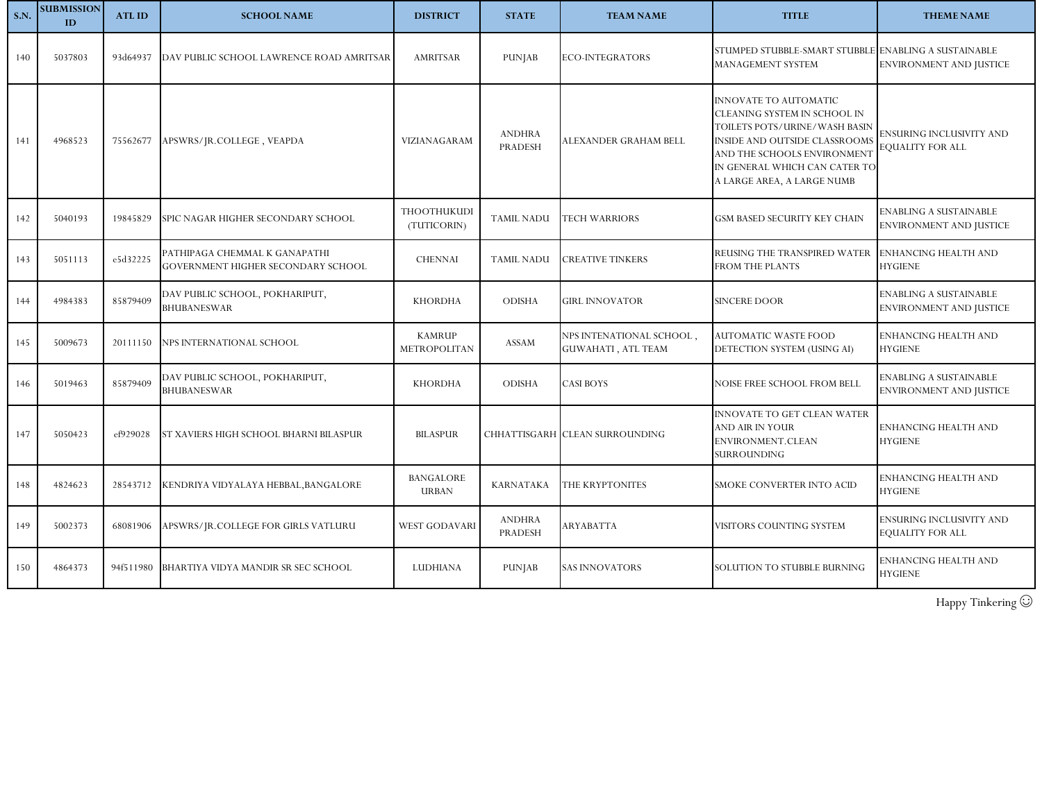| S.N. | SUBMISSION ID | ATL ID | SCHOOL NAME | DISTRICT | STATE | TEAM NAME | TITLE | THEME NAME |
|---|---|---|---|---|---|---|---|---|
| 140 | 5037803 | 93d64937 | DAV PUBLIC SCHOOL LAWRENCE ROAD AMRITSAR | AMRITSAR | PUNJAB | ECO-INTEGRATORS | STUMPED STUBBLE-SMART STUBBLE MANAGEMENT SYSTEM | ENABLING A SUSTAINABLE ENVIRONMENT AND JUSTICE |
| 141 | 4968523 | 75562677 | APSWRS/JR.COLLEGE , VEAPDA | VIZIANAGARAM | ANDHRA PRADESH | ALEXANDER GRAHAM BELL | INNOVATE TO AUTOMATIC CLEANING SYSTEM IN SCHOOL IN TOILETS POTS/URINE/WASH BASIN INSIDE AND OUTSIDE CLASSROOMS AND THE SCHOOLS ENVIRONMENT IN GENERAL WHICH CAN CATER TO A LARGE AREA, A LARGE NUMB | ENSURING INCLUSIVITY AND EQUALITY FOR ALL |
| 142 | 5040193 | 19845829 | SPIC NAGAR HIGHER SECONDARY SCHOOL | THOOTHUKUDI (TUTICORIN) | TAMIL NADU | TECH WARRIORS | GSM BASED SECURITY KEY CHAIN | ENABLING A SUSTAINABLE ENVIRONMENT AND JUSTICE |
| 143 | 5051113 | e5d32225 | PATHIPAGA CHEMMAL K GANAPATHI GOVERNMENT HIGHER SECONDARY SCHOOL | CHENNAI | TAMIL NADU | CREATIVE TINKERS | REUSING THE TRANSPIRED WATER FROM THE PLANTS | ENHANCING HEALTH AND HYGIENE |
| 144 | 4984383 | 85879409 | DAV PUBLIC SCHOOL, POKHARIPUT, BHUBANESWAR | KHORDHA | ODISHA | GIRL INNOVATOR | SINCERE DOOR | ENABLING A SUSTAINABLE ENVIRONMENT AND JUSTICE |
| 145 | 5009673 | 20111150 | NPS INTERNATIONAL SCHOOL | KAMRUP METROPOLITAN | ASSAM | NPS INTENATIONAL SCHOOL , GUWAHATI , ATL TEAM | AUTOMATIC WASTE FOOD DETECTION SYSTEM (USING AI) | ENHANCING HEALTH AND HYGIENE |
| 146 | 5019463 | 85879409 | DAV PUBLIC SCHOOL, POKHARIPUT, BHUBANESWAR | KHORDHA | ODISHA | CASI BOYS | NOISE FREE SCHOOL FROM BELL | ENABLING A SUSTAINABLE ENVIRONMENT AND JUSTICE |
| 147 | 5050423 | ef929028 | ST XAVIERS HIGH SCHOOL BHARNI BILASPUR | BILASPUR | CHHATTISGARH | CLEAN SURROUNDING | INNOVATE TO GET CLEAN WATER AND AIR IN YOUR ENVIRONMENT.CLEAN SURROUNDING | ENHANCING HEALTH AND HYGIENE |
| 148 | 4824623 | 28543712 | KENDRIYA VIDYALAYA HEBBAL,BANGALORE | BANGALORE URBAN | KARNATAKA | THE KRYPTONITES | SMOKE CONVERTER INTO ACID | ENHANCING HEALTH AND HYGIENE |
| 149 | 5002373 | 68081906 | APSWRS/JR.COLLEGE FOR GIRLS VATLURU | WEST GODAVARI | ANDHRA PRADESH | ARYABATTA | VISITORS COUNTING SYSTEM | ENSURING INCLUSIVITY AND EQUALITY FOR ALL |
| 150 | 4864373 | 94f511980 | BHARTIYA VIDYA MANDIR SR SEC SCHOOL | LUDHIANA | PUNJAB | SAS INNOVATORS | SOLUTION TO STUBBLE BURNING | ENHANCING HEALTH AND HYGIENE |

Happy Tinkering ☺